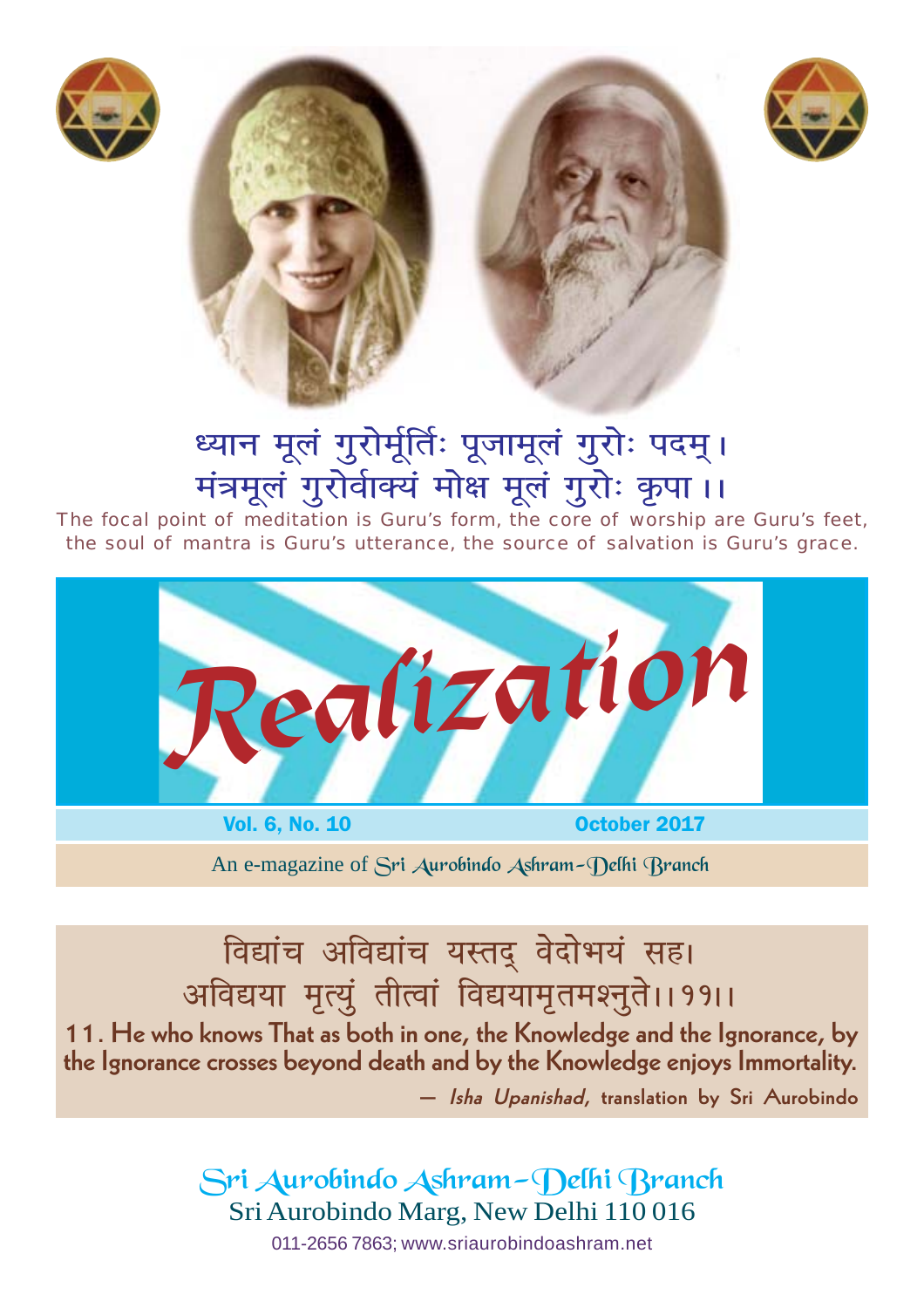ध्यान मूलं गुरोर्मूर्तिः पूजामूलं गुरोः पदम्।
मंत्रमूलं गुरोर्वाक्यं मोक्ष मूलं गुरोः कृपा।।

The focal point of meditation is Guru's form, the core of worship are Guru's feet, the soul of mantra is Guru's utterance, the source of salvation is Guru's grace.

# Realization

**Vol. 6, No. 10** **October 2017**

An e-magazine of Sri Aurobindo Ashram–Delhi Branch

विद्यांच अविद्यांच यस्तद् वेदोभयं सह।
अविद्यया मृत्युं तीर्त्वा विद्ययामृतमश्नुते।।११।।

**11. He who knows That as both in one, the Knowledge and the Ignorance, by the Ignorance crosses beyond death and by the Knowledge enjoys Immortality.**

— *Isha Upanishad*, translation by Sri Aurobindo

Sri Aurobindo Ashram–Delhi Branch
Sri Aurobindo Marg, New Delhi 110 016
011-2656 7863; www.sriaurobindoashram.net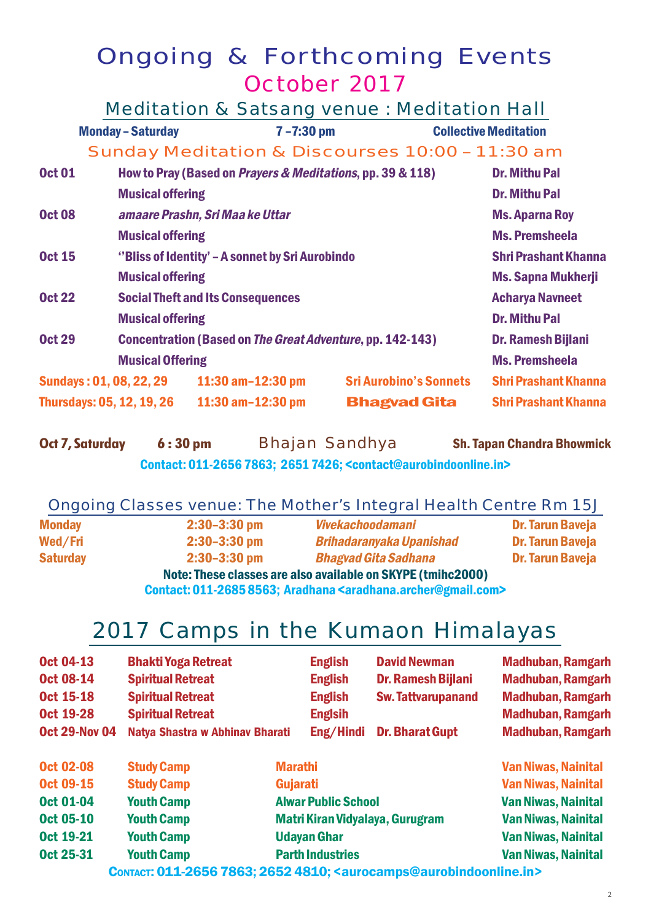# Ongoing & Forthcoming Events

## October 2017

### Meditation & Satsang venue : Meditation Hall

| Monday – Saturday | 7 –7:30 pm | Collective Meditation |
|---|---|---|

### Sunday Meditation & Discourses 10:00 – 11:30 am

| Date | Topic | Speaker |
|---|---|---|
| Oct 01 | How to Pray (Based on *Prayers & Meditations*, pp. 39 & 118) | Dr. Mithu Pal |
| | Musical offering | Dr. Mithu Pal |
| Oct 08 | *amaare Prashn, Sri Maa ke Uttar* | Ms. Aparna Roy |
| | Musical offering | Ms. Premsheela |
| Oct 15 | ''Bliss of Identity' – A sonnet by Sri Aurobindo | Shri Prashant Khanna |
| | Musical offering | Ms. Sapna Mukherji |
| Oct 22 | Social Theft and Its Consequences | Acharya Navneet |
| | Musical offering | Dr. Mithu Pal |
| Oct 29 | Concentration (Based on *The Great Adventure*, pp. 142-143) | Dr. Ramesh Bijlani |
| | Musical Offering | Ms. Premsheela |

| Days | Time | Topic | Speaker |
|---|---|---|---|
| Sundays : 01, 08, 22, 29 | 11:30 am–12:30 pm | Sri Aurobino's Sonnets | Shri Prashant Khanna |
| Thursdays: 05, 12, 19, 26 | 11:30 am–12:30 pm | Bhagvad Gita | Shri Prashant Khanna |

**Oct 7, Saturday** | **6 : 30 pm** | Bhajan Sandhya | **Sh. Tapan Chandra Bhowmick**

Contact: 011-2656 7863; 2651 7426; <contact@aurobindoonline.in>

### Ongoing Classes venue: The Mother's Integral Health Centre Rm 15J

| Day | Time | Topic | Teacher |
|---|---|---|---|
| Monday | 2:30–3:30 pm | *Vivekachoodamani* | Dr. Tarun Baveja |
| Wed/Fri | 2:30–3:30 pm | *Brihadaranyaka Upanishad* | Dr. Tarun Baveja |
| Saturday | 2:30–3:30 pm | *Bhagvad Gita Sadhana* | Dr. Tarun Baveja |

**Note: These classes are also available on SKYPE (tmihc2000)**

Contact: 011-2685 8563; Aradhana <aradhana.archer@gmail.com>

# 2017 Camps in the Kumaon Himalayas

| Dates | Camp | Language | Conducted by | Venue |
|---|---|---|---|---|
| Oct 04-13 | Bhakti Yoga Retreat | English | David Newman | Madhuban, Ramgarh |
| Oct 08-14 | Spiritual Retreat | English | Dr. Ramesh Bijlani | Madhuban, Ramgarh |
| Oct 15-18 | Spiritual Retreat | English | Sw. Tattvarupanand | Madhuban, Ramgarh |
| Oct 19-28 | Spiritual Retreat | Englsih | | Madhuban, Ramgarh |
| Oct 29-Nov 04 | Natya Shastra w Abhinav Bharati | Eng/Hindi | Dr. Bharat Gupt | Madhuban, Ramgarh |

| Dates | Camp | Group | Venue |
|---|---|---|---|
| Oct 02-08 | Study Camp | Marathi | Van Niwas, Nainital |
| Oct 09-15 | Study Camp | Gujarati | Van Niwas, Nainital |
| Oct 01-04 | Youth Camp | Alwar Public School | Van Niwas, Nainital |
| Oct 05-10 | Youth Camp | Matri Kiran Vidyalaya, Gurugram | Van Niwas, Nainital |
| Oct 19-21 | Youth Camp | Udayan Ghar | Van Niwas, Nainital |
| Oct 25-31 | Youth Camp | Parth Industries | Van Niwas, Nainital |

Contact: 011-2656 7863; 2652 4810; <aurocamps@aurobindoonline.in>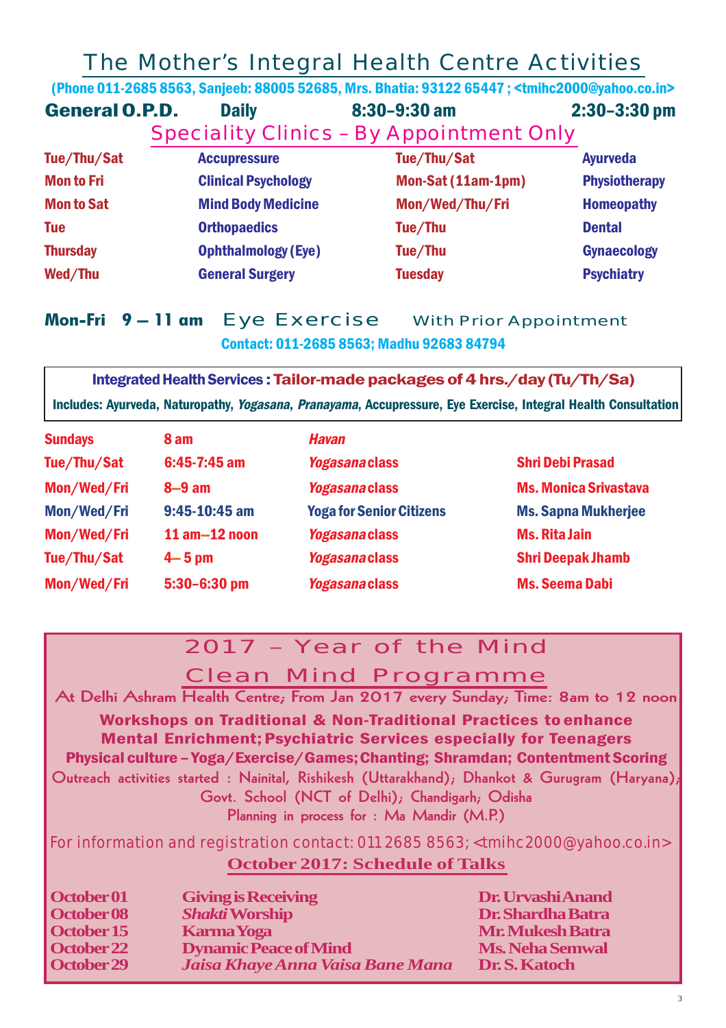# The Mother's Integral Health Centre Activities

(Phone 011-2685 8563, Sanjeeb: 88005 52685, Mrs. Bhatia: 93122 65447 ; <tmihc2000@yahoo.co.in>

**General O.P.D.** Daily 8:30–9:30 am 2:30–3:30 pm

## Speciality Clinics – By Appointment Only

| | | | |
|---|---|---|---|
| Tue/Thu/Sat | Accupressure | Tue/Thu/Sat | Ayurveda |
| Mon to Fri | Clinical Psychology | Mon-Sat (11am-1pm) | Physiotherapy |
| Mon to Sat | Mind Body Medicine | Mon/Wed/Thu/Fri | Homeopathy |
| Tue | Orthopaedics | Tue/Thu | Dental |
| Thursday | Ophthalmology (Eye) | Tue/Thu | Gynaecology |
| Wed/Thu | General Surgery | Tuesday | Psychiatry |

**Mon-Fri 9 – 11 am** Eye Exercise With Prior Appointment

Contact: 011-2685 8563; Madhu 92683 84794

**Integrated Health Services : Tailor-made packages of 4 hrs./day (Tu/Th/Sa)**

Includes: Ayurveda, Naturopathy, *Yogasana*, *Pranayama*, Accupressure, Eye Exercise, Integral Health Consultation

| | | | |
|---|---|---|---|
| Sundays | 8 am | *Havan* | |
| Tue/Thu/Sat | 6:45-7:45 am | *Yogasana* class | Shri Debi Prasad |
| Mon/Wed/Fri | 8–9 am | *Yogasana* class | Ms. Monica Srivastava |
| Mon/Wed/Fri | 9:45-10:45 am | Yoga for Senior Citizens | Ms. Sapna Mukherjee |
| Mon/Wed/Fri | 11 am–12 noon | *Yogasana* class | Ms. Rita Jain |
| Tue/Thu/Sat | 4– 5 pm | *Yogasana* class | Shri Deepak Jhamb |
| Mon/Wed/Fri | 5:30–6:30 pm | *Yogasana* class | Ms. Seema Dabi |

## 2017 – Year of the Mind

## Clean Mind Programme

At Delhi Ashram Health Centre; From Jan 2017 every Sunday; Time: 8am to 12 noon

**Workshops on Traditional & Non-Traditional Practices to enhance Mental Enrichment; Psychiatric Services especially for Teenagers**

**Physical culture – Yoga/Exercise/Games; Chanting; Shramdan; Contentment Scoring**

Outreach activities started : Nainital, Rishikesh (Uttarakhand); Dhankot & Gurugram (Haryana); Govt. School (NCT of Delhi); Chandigarh; Odisha

Planning in process for : Ma Mandir (M.P.)

For information and registration contact: 011 2685 8563; <tmihc2000@yahoo.co.in>

### October 2017: Schedule of Talks

| | | |
|---|---|---|
| October 01 | Giving is Receiving | Dr. Urvashi Anand |
| October 08 | *Shakti* Worship | Dr. Shardha Batra |
| October 15 | Karma Yoga | Mr. Mukesh Batra |
| October 22 | Dynamic Peace of Mind | Ms. Neha Semwal |
| October 29 | *Jaisa Khaye Anna Vaisa Bane Mana* | Dr. S. Katoch |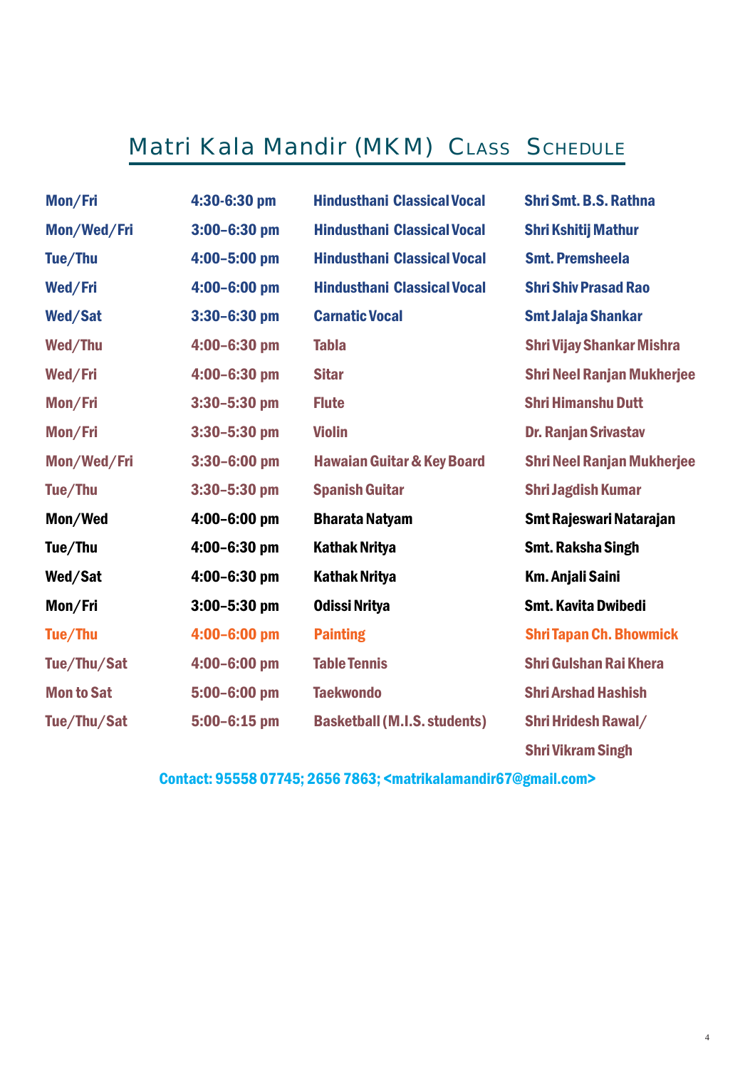# Matri Kala Mandir (MKM) CLASS SCHEDULE

| | | | |
|---|---|---|---|
| Mon/Fri | 4:30-6:30 pm | Hindusthani Classical Vocal | Shri Smt. B.S. Rathna |
| Mon/Wed/Fri | 3:00–6:30 pm | Hindusthani Classical Vocal | Shri Kshitij Mathur |
| Tue/Thu | 4:00–5:00 pm | Hindusthani Classical Vocal | Smt. Premsheela |
| Wed/Fri | 4:00–6:00 pm | Hindusthani Classical Vocal | Shri Shiv Prasad Rao |
| Wed/Sat | 3:30–6:30 pm | Carnatic Vocal | Smt Jalaja Shankar |
| Wed/Thu | 4:00–6:30 pm | Tabla | Shri Vijay Shankar Mishra |
| Wed/Fri | 4:00–6:30 pm | Sitar | Shri Neel Ranjan Mukherjee |
| Mon/Fri | 3:30–5:30 pm | Flute | Shri Himanshu Dutt |
| Mon/Fri | 3:30–5:30 pm | Violin | Dr. Ranjan Srivastav |
| Mon/Wed/Fri | 3:30–6:00 pm | Hawaian Guitar & Key Board | Shri Neel Ranjan Mukherjee |
| Tue/Thu | 3:30–5:30 pm | Spanish Guitar | Shri Jagdish Kumar |
| Mon/Wed | 4:00–6:00 pm | Bharata Natyam | Smt Rajeswari Natarajan |
| Tue/Thu | 4:00–6:30 pm | Kathak Nritya | Smt. Raksha Singh |
| Wed/Sat | 4:00–6:30 pm | Kathak Nritya | Km. Anjali Saini |
| Mon/Fri | 3:00–5:30 pm | Odissi Nritya | Smt. Kavita Dwibedi |
| Tue/Thu | 4:00–6:00 pm | Painting | Shri Tapan Ch. Bhowmick |
| Tue/Thu/Sat | 4:00–6:00 pm | Table Tennis | Shri Gulshan Rai Khera |
| Mon to Sat | 5:00–6:00 pm | Taekwondo | Shri Arshad Hashish |
| Tue/Thu/Sat | 5:00–6:15 pm | Basketball (M.I.S. students) | Shri Hridesh Rawal/ Shri Vikram Singh |

Contact: 95558 07745; 2656 7863; <matrikalamandir67@gmail.com>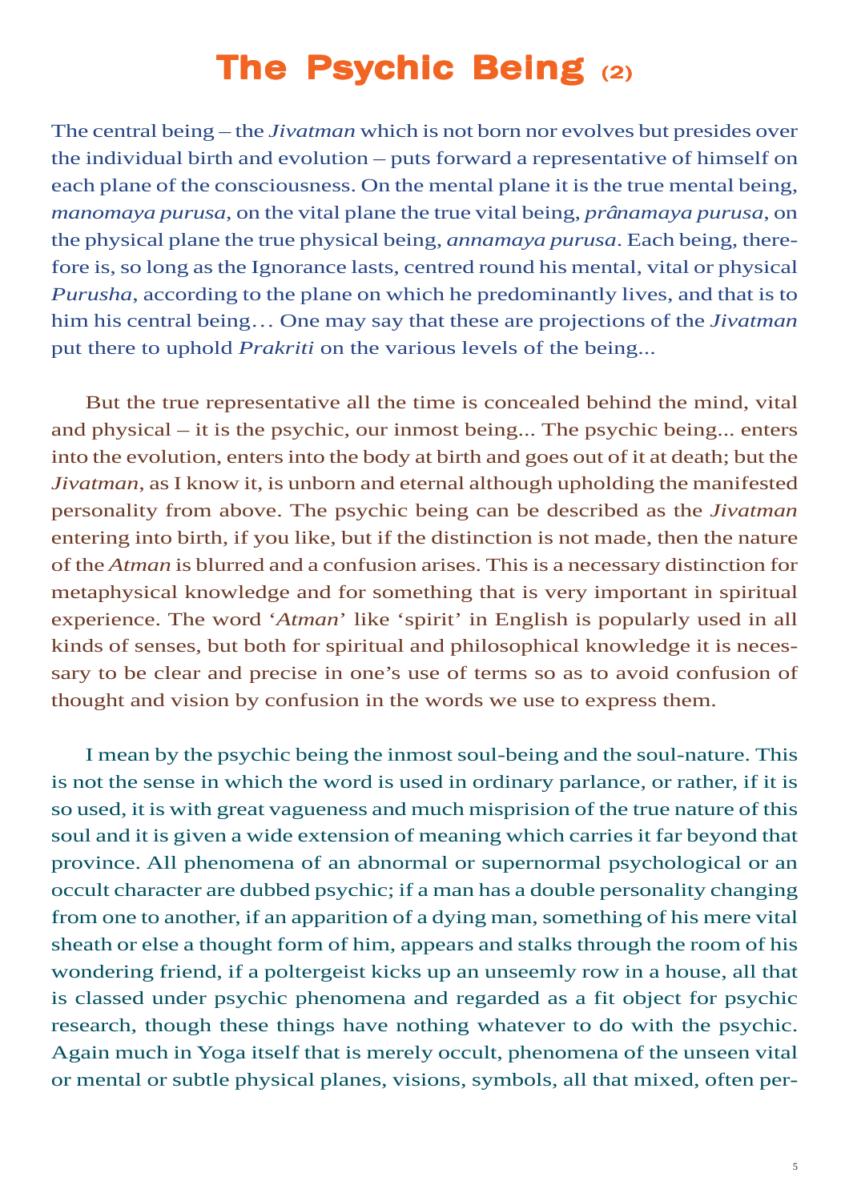# The Psychic Being (2)

The central being – the *Jivatman* which is not born nor evolves but presides over the individual birth and evolution – puts forward a representative of himself on each plane of the consciousness. On the mental plane it is the true mental being, *manomaya purusa*, on the vital plane the true vital being, *prânamaya purusa*, on the physical plane the true physical being, *annamaya purusa*. Each being, therefore is, so long as the Ignorance lasts, centred round his mental, vital or physical *Purusha*, according to the plane on which he predominantly lives, and that is to him his central being… One may say that these are projections of the *Jivatman* put there to uphold *Prakriti* on the various levels of the being...

But the true representative all the time is concealed behind the mind, vital and physical – it is the psychic, our inmost being... The psychic being... enters into the evolution, enters into the body at birth and goes out of it at death; but the *Jivatman*, as I know it, is unborn and eternal although upholding the manifested personality from above. The psychic being can be described as the *Jivatman* entering into birth, if you like, but if the distinction is not made, then the nature of the *Atman* is blurred and a confusion arises. This is a necessary distinction for metaphysical knowledge and for something that is very important in spiritual experience. The word '*Atman*' like 'spirit' in English is popularly used in all kinds of senses, but both for spiritual and philosophical knowledge it is necessary to be clear and precise in one's use of terms so as to avoid confusion of thought and vision by confusion in the words we use to express them.

I mean by the psychic being the inmost soul-being and the soul-nature. This is not the sense in which the word is used in ordinary parlance, or rather, if it is so used, it is with great vagueness and much misprision of the true nature of this soul and it is given a wide extension of meaning which carries it far beyond that province. All phenomena of an abnormal or supernormal psychological or an occult character are dubbed psychic; if a man has a double personality changing from one to another, if an apparition of a dying man, something of his mere vital sheath or else a thought form of him, appears and stalks through the room of his wondering friend, if a poltergeist kicks up an unseemly row in a house, all that is classed under psychic phenomena and regarded as a fit object for psychic research, though these things have nothing whatever to do with the psychic. Again much in Yoga itself that is merely occult, phenomena of the unseen vital or mental or subtle physical planes, visions, symbols, all that mixed, often per-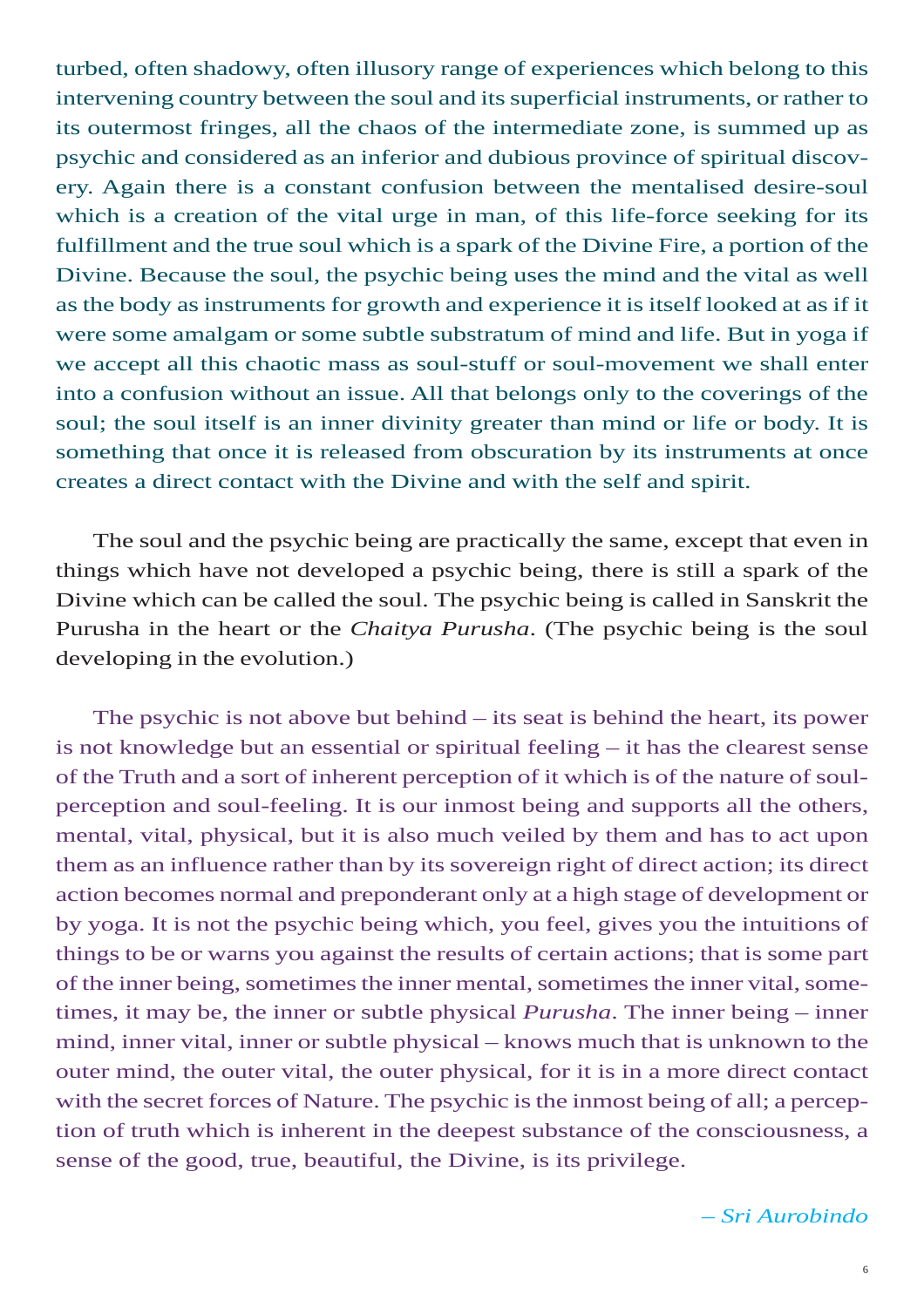turbed, often shadowy, often illusory range of experiences which belong to this intervening country between the soul and its superficial instruments, or rather to its outermost fringes, all the chaos of the intermediate zone, is summed up as psychic and considered as an inferior and dubious province of spiritual discovery. Again there is a constant confusion between the mentalised desire-soul which is a creation of the vital urge in man, of this life-force seeking for its fulfillment and the true soul which is a spark of the Divine Fire, a portion of the Divine. Because the soul, the psychic being uses the mind and the vital as well as the body as instruments for growth and experience it is itself looked at as if it were some amalgam or some subtle substratum of mind and life. But in yoga if we accept all this chaotic mass as soul-stuff or soul-movement we shall enter into a confusion without an issue. All that belongs only to the coverings of the soul; the soul itself is an inner divinity greater than mind or life or body. It is something that once it is released from obscuration by its instruments at once creates a direct contact with the Divine and with the self and spirit.

The soul and the psychic being are practically the same, except that even in things which have not developed a psychic being, there is still a spark of the Divine which can be called the soul. The psychic being is called in Sanskrit the Purusha in the heart or the *Chaitya Purusha*. (The psychic being is the soul developing in the evolution.)

The psychic is not above but behind – its seat is behind the heart, its power is not knowledge but an essential or spiritual feeling – it has the clearest sense of the Truth and a sort of inherent perception of it which is of the nature of soul-perception and soul-feeling. It is our inmost being and supports all the others, mental, vital, physical, but it is also much veiled by them and has to act upon them as an influence rather than by its sovereign right of direct action; its direct action becomes normal and preponderant only at a high stage of development or by yoga. It is not the psychic being which, you feel, gives you the intuitions of things to be or warns you against the results of certain actions; that is some part of the inner being, sometimes the inner mental, sometimes the inner vital, sometimes, it may be, the inner or subtle physical *Purusha*. The inner being – inner mind, inner vital, inner or subtle physical – knows much that is unknown to the outer mind, the outer vital, the outer physical, for it is in a more direct contact with the secret forces of Nature. The psychic is the inmost being of all; a perception of truth which is inherent in the deepest substance of the consciousness, a sense of the good, true, beautiful, the Divine, is its privilege.

*– Sri Aurobindo*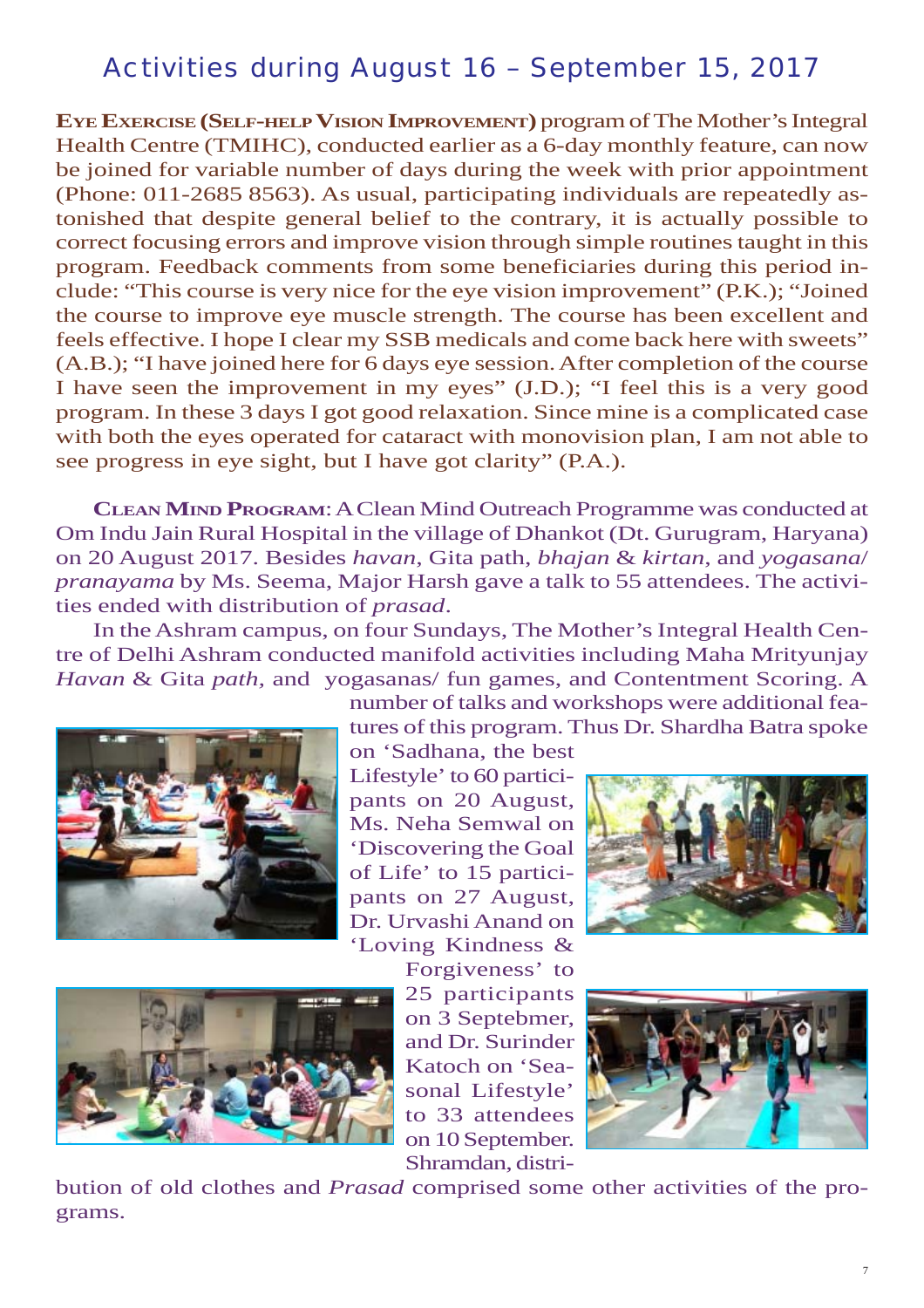# Activities during August 16 – September 15, 2017

**Eye Exercise (Self-help Vision Improvement)** program of The Mother's Integral Health Centre (TMIHC), conducted earlier as a 6-day monthly feature, can now be joined for variable number of days during the week with prior appointment (Phone: 011-2685 8563). As usual, participating individuals are repeatedly astonished that despite general belief to the contrary, it is actually possible to correct focusing errors and improve vision through simple routines taught in this program. Feedback comments from some beneficiaries during this period include: "This course is very nice for the eye vision improvement" (P.K.); "Joined the course to improve eye muscle strength. The course has been excellent and feels effective. I hope I clear my SSB medicals and come back here with sweets" (A.B.); "I have joined here for 6 days eye session. After completion of the course I have seen the improvement in my eyes" (J.D.); "I feel this is a very good program. In these 3 days I got good relaxation. Since mine is a complicated case with both the eyes operated for cataract with monovision plan, I am not able to see progress in eye sight, but I have got clarity" (P.A.).

**Clean Mind Program**: A Clean Mind Outreach Programme was conducted at Om Indu Jain Rural Hospital in the village of Dhankot (Dt. Gurugram, Haryana) on 20 August 2017. Besides *havan*, Gita path, *bhajan* & *kirtan*, and *yogasana*/ *pranayama* by Ms. Seema, Major Harsh gave a talk to 55 attendees. The activities ended with distribution of *prasad*.

In the Ashram campus, on four Sundays, The Mother's Integral Health Centre of Delhi Ashram conducted manifold activities including Maha Mrityunjay *Havan* & Gita *path*, and yogasanas/ fun games, and Contentment Scoring. A number of talks and workshops were additional features of this program. Thus Dr. Shardha Batra spoke on 'Sadhana, the best Lifestyle' to 60 participants on 20 August, Ms. Neha Semwal on 'Discovering the Goal of Life' to 15 participants on 27 August, Dr. Urvashi Anand on 'Loving Kindness & Forgiveness' to 25 participants on 3 Septebmer, and Dr. Surinder Katoch on 'Seasonal Lifestyle' to 33 attendees on 10 September. Shramdan, distribution of old clothes and *Prasad* comprised some other activities of the programs.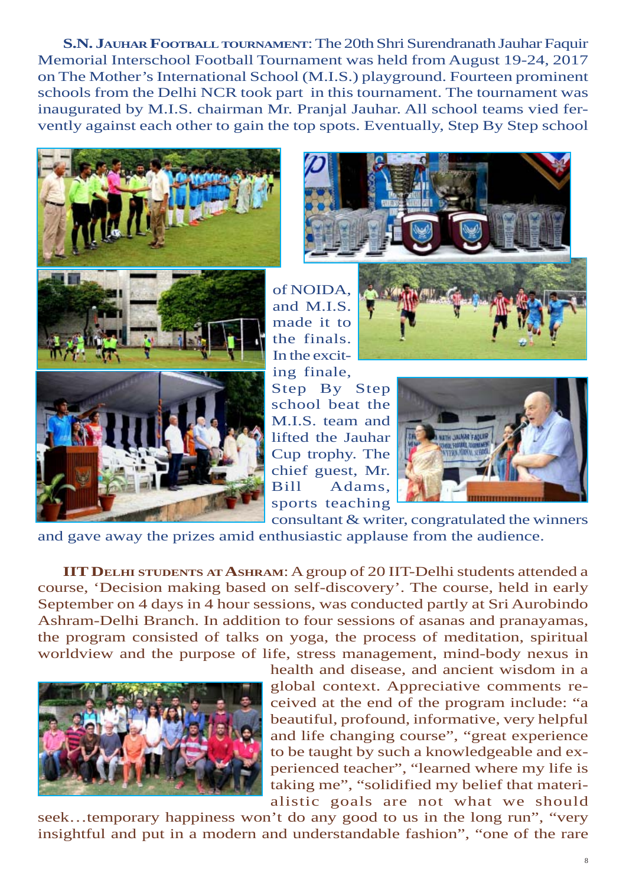**S.N. JAUHAR FOOTBALL TOURNAMENT**: The 20th Shri Surendranath Jauhar Faquir Memorial Interschool Football Tournament was held from August 19-24, 2017 on The Mother's International School (M.I.S.) playground. Fourteen prominent schools from the Delhi NCR took part in this tournament. The tournament was inaugurated by M.I.S. chairman Mr. Pranjal Jauhar. All school teams vied fervently against each other to gain the top spots. Eventually, Step By Step school of NOIDA, and M.I.S. made it to the finals. In the exciting finale, Step By Step school beat the M.I.S. team and lifted the Jauhar Cup trophy. The chief guest, Mr. Bill Adams, sports teaching consultant & writer, congratulated the winners and gave away the prizes amid enthusiastic applause from the audience.

**IIT DELHI STUDENTS AT ASHRAM**: A group of 20 IIT-Delhi students attended a course, 'Decision making based on self-discovery'. The course, held in early September on 4 days in 4 hour sessions, was conducted partly at Sri Aurobindo Ashram-Delhi Branch. In addition to four sessions of asanas and pranayamas, the program consisted of talks on yoga, the process of meditation, spiritual worldview and the purpose of life, stress management, mind-body nexus in health and disease, and ancient wisdom in a global context. Appreciative comments received at the end of the program include: "a beautiful, profound, informative, very helpful and life changing course", "great experience to be taught by such a knowledgeable and experienced teacher", "learned where my life is taking me", "solidified my belief that materialistic goals are not what we should seek…temporary happiness won't do any good to us in the long run", "very insightful and put in a modern and understandable fashion", "one of the rare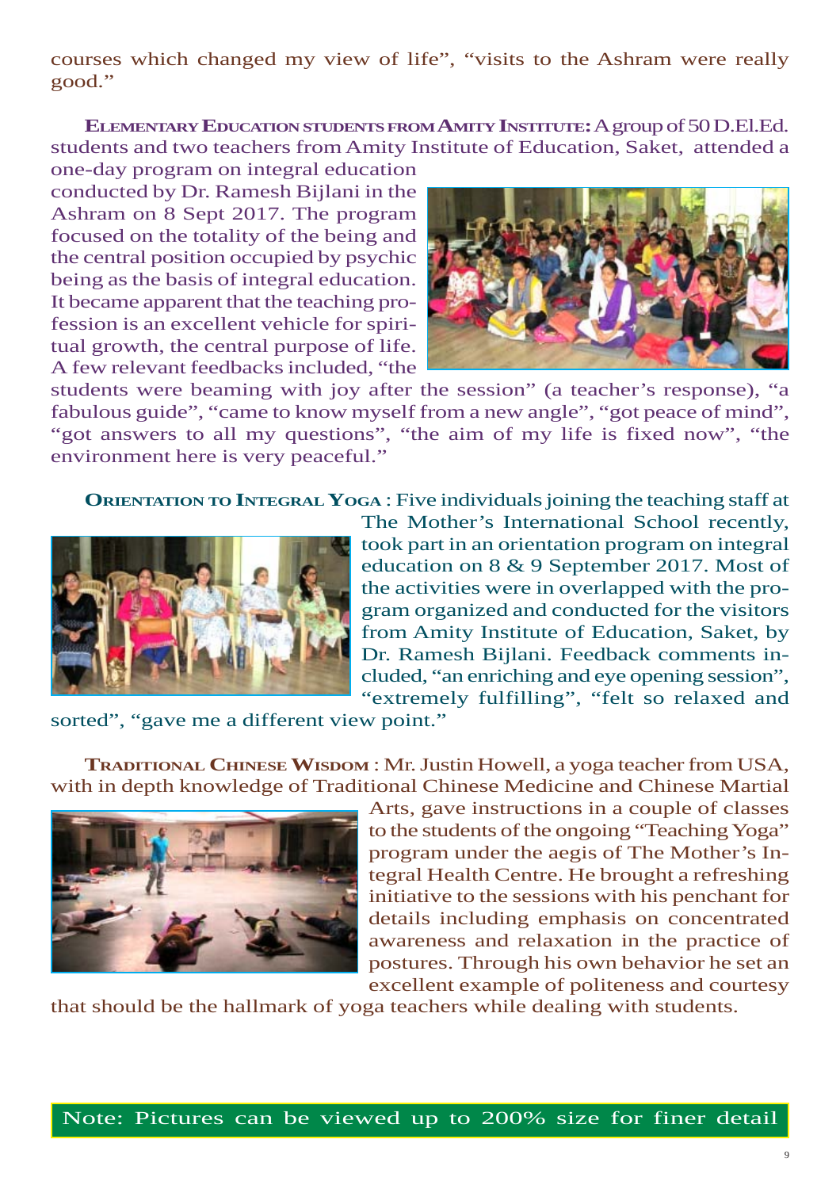courses which changed my view of life", "visits to the Ashram were really good."

**ELEMENTARY EDUCATION STUDENTS FROM AMITY INSTITUTE:** A group of 50 D.El.Ed. students and two teachers from Amity Institute of Education, Saket, attended a one-day program on integral education conducted by Dr. Ramesh Bijlani in the Ashram on 8 Sept 2017. The program focused on the totality of the being and the central position occupied by psychic being as the basis of integral education. It became apparent that the teaching profession is an excellent vehicle for spiritual growth, the central purpose of life. A few relevant feedbacks included, "the students were beaming with joy after the session" (a teacher's response), "a fabulous guide", "came to know myself from a new angle", "got peace of mind", "got answers to all my questions", "the aim of my life is fixed now", "the environment here is very peaceful."

**ORIENTATION TO INTEGRAL YOGA** : Five individuals joining the teaching staff at The Mother's International School recently, took part in an orientation program on integral education on 8 & 9 September 2017. Most of the activities were in overlapped with the program organized and conducted for the visitors from Amity Institute of Education, Saket, by Dr. Ramesh Bijlani. Feedback comments included, "an enriching and eye opening session", "extremely fulfilling", "felt so relaxed and sorted", "gave me a different view point."

**TRADITIONAL CHINESE WISDOM** : Mr. Justin Howell, a yoga teacher from USA, with in depth knowledge of Traditional Chinese Medicine and Chinese Martial Arts, gave instructions in a couple of classes to the students of the ongoing "Teaching Yoga" program under the aegis of The Mother's Integral Health Centre. He brought a refreshing initiative to the sessions with his penchant for details including emphasis on concentrated awareness and relaxation in the practice of postures. Through his own behavior he set an excellent example of politeness and courtesy that should be the hallmark of yoga teachers while dealing with students.

Note: Pictures can be viewed up to 200% size for finer detail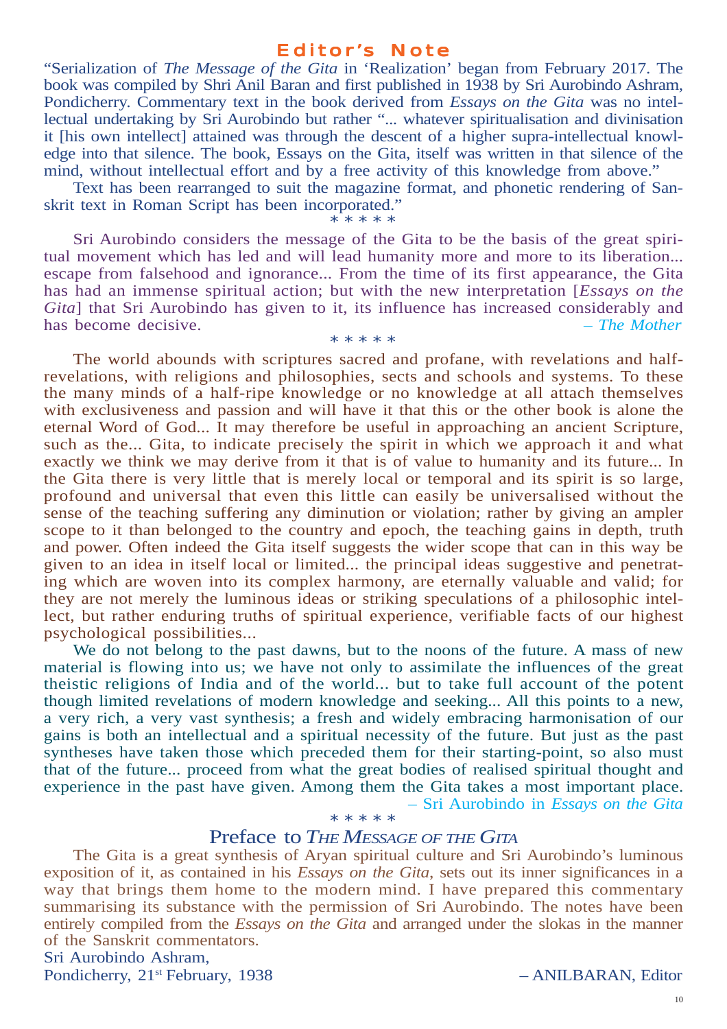## Editor's Note

"Serialization of *The Message of the Gita* in 'Realization' began from February 2017. The book was compiled by Shri Anil Baran and first published in 1938 by Sri Aurobindo Ashram, Pondicherry. Commentary text in the book derived from *Essays on the Gita* was no intellectual undertaking by Sri Aurobindo but rather "... whatever spiritualisation and divinisation it [his own intellect] attained was through the descent of a higher supra-intellectual knowledge into that silence. The book, Essays on the Gita, itself was written in that silence of the mind, without intellectual effort and by a free activity of this knowledge from above."

Text has been rearranged to suit the magazine format, and phonetic rendering of Sanskrit text in Roman Script has been incorporated."

\* \* \* \* \*

Sri Aurobindo considers the message of the Gita to be the basis of the great spiritual movement which has led and will lead humanity more and more to its liberation... escape from falsehood and ignorance... From the time of its first appearance, the Gita has had an immense spiritual action; but with the new interpretation [*Essays on the Gita*] that Sri Aurobindo has given to it, its influence has increased considerably and has become decisive. – *The Mother*

\* \* \* \* \*

The world abounds with scriptures sacred and profane, with revelations and half-revelations, with religions and philosophies, sects and schools and systems. To these the many minds of a half-ripe knowledge or no knowledge at all attach themselves with exclusiveness and passion and will have it that this or the other book is alone the eternal Word of God... It may therefore be useful in approaching an ancient Scripture, such as the... Gita, to indicate precisely the spirit in which we approach it and what exactly we think we may derive from it that is of value to humanity and its future... In the Gita there is very little that is merely local or temporal and its spirit is so large, profound and universal that even this little can easily be universalised without the sense of the teaching suffering any diminution or violation; rather by giving an ampler scope to it than belonged to the country and epoch, the teaching gains in depth, truth and power. Often indeed the Gita itself suggests the wider scope that can in this way be given to an idea in itself local or limited... the principal ideas suggestive and penetrating which are woven into its complex harmony, are eternally valuable and valid; for they are not merely the luminous ideas or striking speculations of a philosophic intellect, but rather enduring truths of spiritual experience, verifiable facts of our highest psychological possibilities...

We do not belong to the past dawns, but to the noons of the future. A mass of new material is flowing into us; we have not only to assimilate the influences of the great theistic religions of India and of the world... but to take full account of the potent though limited revelations of modern knowledge and seeking... All this points to a new, a very rich, a very vast synthesis; a fresh and widely embracing harmonisation of our gains is both an intellectual and a spiritual necessity of the future. But just as the past syntheses have taken those which preceded them for their starting-point, so also must that of the future... proceed from what the great bodies of realised spiritual thought and experience in the past have given. Among them the Gita takes a most important place.

– Sri Aurobindo in *Essays on the Gita*

\* \* \* \* \*

## Preface to *The Message of the Gita*

The Gita is a great synthesis of Aryan spiritual culture and Sri Aurobindo's luminous exposition of it, as contained in his *Essays on the Gita*, sets out its inner significances in a way that brings them home to the modern mind. I have prepared this commentary summarising its substance with the permission of Sri Aurobindo. The notes have been entirely compiled from the *Essays on the Gita* and arranged under the slokas in the manner of the Sanskrit commentators.

Sri Aurobindo Ashram,
Pondicherry, 21st February, 1938

– ANILBARAN, Editor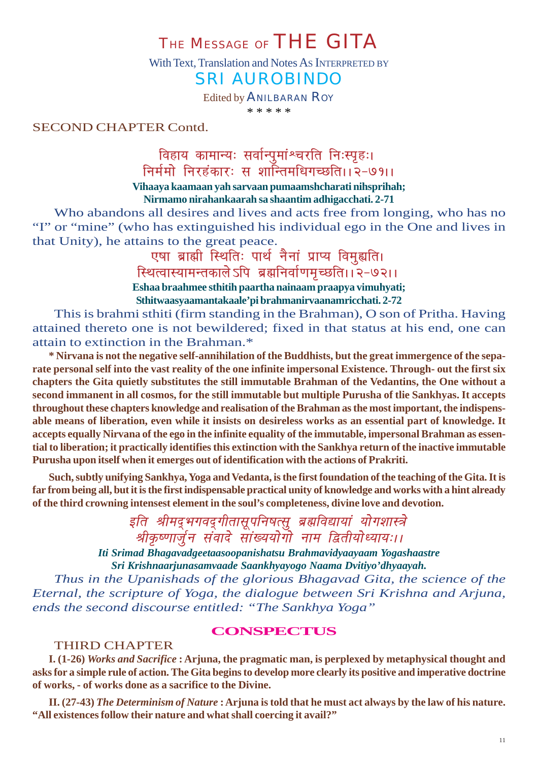# THE MESSAGE OF THE GITA

With Text, Translation and Notes As INTERPRETED BY

## SRI AUROBINDO

Edited by ANILBARAN ROY

\* \* \* \* \*

SECOND CHAPTER Contd.

विहाय कामान्यः सर्वान्पुमांश्चरति निःस्पृहः।
निर्ममो निरहंकारः स शान्तिमधिगच्छति।।२-७१।।

**Vihaaya kaamaan yah sarvaan pumaamshcharati nihsprihah;**
**Nirmamo nirahankaarah sa shaantim adhigacchati. 2-71**

Who abandons all desires and lives and acts free from longing, who has no "I" or "mine" (who has extinguished his individual ego in the One and lives in that Unity), he attains to the great peace.

एषा ब्राह्मी स्थितिः पार्थ नैनां प्राप्य विमुह्यति।
स्थित्वास्यामन्तकालेऽपि ब्रह्मनिर्वाणमृच्छति।।२-७२।।

**Eshaa braahmee sthitih paartha nainaam praapya vimuhyati;**
**Sthitwaasyaamantakaale'pi brahmanirvaanamricchati. 2-72**

This is brahmi sthiti (firm standing in the Brahman), O son of Pritha. Having attained thereto one is not bewildered; fixed in that status at his end, one can attain to extinction in the Brahman.*

**\* Nirvana is not the negative self-annihilation of the Buddhists, but the great immergence of the separate personal self into the vast reality of the one infinite impersonal Existence. Through- out the first six chapters the Gita quietly substitutes the still immutable Brahman of the Vedantins, the One without a second immanent in all cosmos, for the still immutable but multiple Purusha of tlie Sankhyas. It accepts throughout these chapters knowledge and realisation of the Brahman as the most important, the indispensable means of liberation, even while it insists on desireless works as an essential part of knowledge. It accepts equally Nirvana of the ego in the infinite equality of the immutable, impersonal Brahman as essential to liberation; it practically identifies this extinction with the Sankhya return of the inactive immutable Purusha upon itself when it emerges out of identification with the actions of Prakriti.**

**Such, subtly unifying Sankhya, Yoga and Vedanta, is the first foundation of the teaching of the Gita. It is far from being all, but it is the first indispensable practical unity of knowledge and works with a hint already of the third crowning intensest element in the soul's completeness, divine love and devotion.**

*इति श्रीमद्भगवद्गीतासूपनिषत्सु ब्रह्मविद्यायां योगशास्त्रे*
*श्रीकृष्णार्जुन संवादे सांख्ययोगो नाम द्वितीयोध्यायः।।*

***Iti Srimad Bhagavadgeetaasoopanishatsu Brahmavidyaayaam Yogashaastre***
***Sri Krishnaarjunasamvaade Saankhyayogo Naama Dvitiyo'dhyaayah.***

*Thus in the Upanishads of the glorious Bhagavad Gita, the science of the Eternal, the scripture of Yoga, the dialogue between Sri Krishna and Arjuna, ends the second discourse entitled: "The Sankhya Yoga"*

## CONSPECTUS

THIRD CHAPTER

**I. (1-26)** ***Works and Sacrifice*** **: Arjuna, the pragmatic man, is perplexed by metaphysical thought and asks for a simple rule of action. The Gita begins to develop more clearly its positive and imperative doctrine of works, - of works done as a sacrifice to the Divine.**

**II. (27-43)** ***The Determinism of Nature*** **: Arjuna is told that he must act always by the law of his nature. "All existences follow their nature and what shall coercing it avail?"**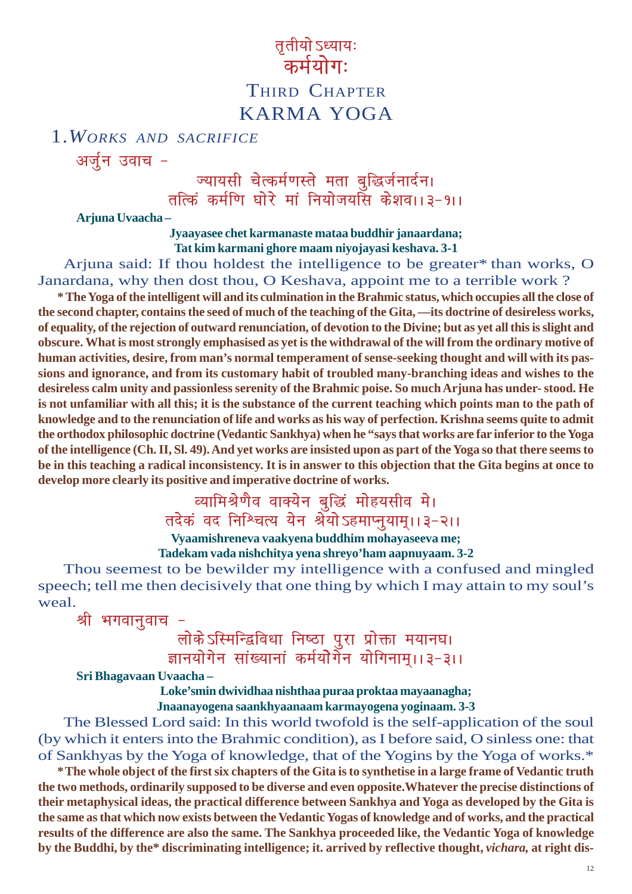# तृतीयोऽध्यायः
# कर्मयोगः
# THIRD CHAPTER
# KARMA YOGA

## 1. *WORKS AND SACRIFICE*

अर्जुन उवाच –

ज्यायसी चेत्कर्मणस्ते मता बुद्धिर्जनार्दन।
तत्किं कर्मणि घोरे मां नियोजयसि केशव।।३-१।।

**Arjuna Uvaacha –**

**Jyaayasee chet karmanaste mataa buddhir janaardana;**
**Tat kim karmani ghore maam niyojayasi keshava. 3-1**

Arjuna said: If thou holdest the intelligence to be greater* than works, O Janardana, why then dost thou, O Keshava, appoint me to a terrible work ?

**\* The Yoga of the intelligent will and its culmination in the Brahmic status, which occupies all the close of the second chapter, contains the seed of much of the teaching of the Gita, —its doctrine of desireless works, of equality, of the rejection of outward renunciation, of devotion to the Divine; but as yet all this is slight and obscure. What is most strongly emphasised as yet is the withdrawal of the will from the ordinary motive of human activities, desire, from man's normal temperament of sense-seeking thought and will with its passions and ignorance, and from its customary habit of troubled many-branching ideas and wishes to the desireless calm unity and passionless serenity of the Brahmic poise. So much Arjuna has under- stood. He is not unfamiliar with all this; it is the substance of the current teaching which points man to the path of knowledge and to the renunciation of life and works as his way of perfection. Krishna seems quite to admit the orthodox philosophic doctrine (Vedantic Sankhya) when he "says that works are far inferior to the Yoga of the intelligence (Ch. II, Sl. 49). And yet works are insisted upon as part of the Yoga so that there seems to be in this teaching a radical inconsistency. It is in answer to this objection that the Gita begins at once to develop more clearly its positive and imperative doctrine of works.**

व्यामिश्रेणैव वाक्येन बुद्धिं मोहयसीव मे।
तदेकं वद निश्चित्य येन श्रेयोऽहमाप्नुयाम्।।३-२।।

**Vyaamishreneva vaakyena buddhim mohayaseeva me;**
**Tadekam vada nishchitya yena shreyo'ham aapnuyaam. 3-2**

Thou seemest to be bewilder my intelligence with a confused and mingled speech; tell me then decisively that one thing by which I may attain to my soul's weal.

श्री भगवानुवाच –

लोकेऽस्मिन्द्विविधा निष्ठा पुरा प्रोक्ता मयानघ।
ज्ञानयोगेन सांख्यानां कर्मयोगेन योगिनाम्।।३-३।।

**Sri Bhagavaan Uvaacha –**

**Loke'smin dwividhaa nishthaa puraa proktaa mayaanagha;**
**Jnaanayogena saankhyaanaam karmayogena yoginaam. 3-3**

The Blessed Lord said: In this world twofold is the self-application of the soul (by which it enters into the Brahmic condition), as I before said, O sinless one: that of Sankhyas by the Yoga of knowledge, that of the Yogins by the Yoga of works.*

**\* The whole object of the first six chapters of the Gita is to synthetise in a large frame of Vedantic truth the two methods, ordinarily supposed to be diverse and even opposite.Whatever the precise distinctions of their metaphysical ideas, the practical difference between Sankhya and Yoga as developed by the Gita is the same as that which now exists between the Vedantic Yogas of knowledge and of works, and the practical results of the difference are also the same. The Sankhya proceeded like, the Vedantic Yoga of knowledge by the Buddhi, by the* discriminating intelligence; it. arrived by reflective thought, *vichara,* at right dis-**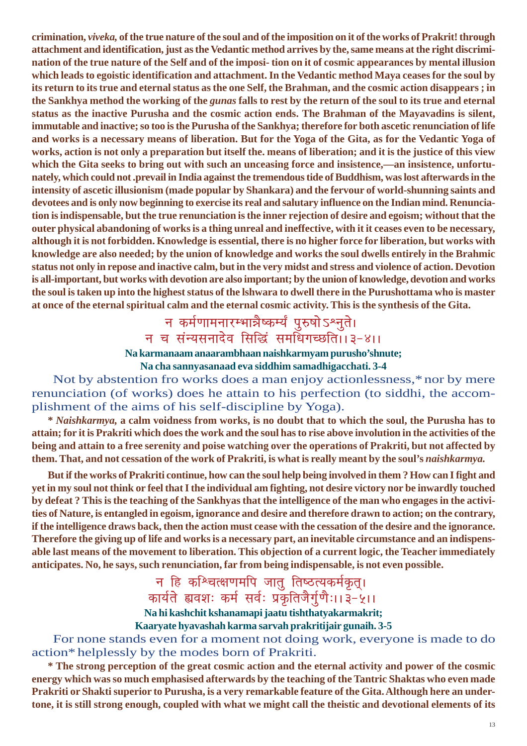**crimination, *viveka,* of the true nature of the soul and of the imposition on it of the works of Prakrit! through attachment and identification, just as the Vedantic method arrives by the, same means at the right discrimination of the true nature of the Self and of the imposi- tion on it of cosmic appearances by mental illusion which leads to egoistic identification and attachment. In the Vedantic method Maya ceases for the soul by its return to its true and eternal status as the one Self, the Brahman, and the cosmic action disappears ; in the Sankhya method the working of the *gunas* falls to rest by the return of the soul to its true and eternal status as the inactive Purusha and the cosmic action ends. The Brahman of the Mayavadins is silent, immutable and inactive; so too is the Purusha of the Sankhya; therefore for both ascetic renunciation of life and works is a necessary means of liberation. But for the Yoga of the Gita, as for the Vedantic Yoga of works, action is not only a preparation but itself the. means of liberation; and it is the justice of this view which the Gita seeks to bring out with such an unceasing force and insistence,—an insistence, unfortunately, which could not .prevail in India against the tremendous tide of Buddhism, was lost afterwards in the intensity of ascetic illusionism (made popular by Shankara) and the fervour of world-shunning saints and devotees and is only now beginning to exercise its real and salutary influence on the Indian mind. Renunciation is indispensable, but the true renunciation is the inner rejection of desire and egoism; without that the outer physical abandoning of works is a thing unreal and ineffective, with it it ceases even to be necessary, although it is not forbidden. Knowledge is essential, there is no higher force for liberation, but works with knowledge are also needed; by the union of knowledge and works the soul dwells entirely in the Brahmic status not only in repose and inactive calm, but in the very midst and stress and violence of action. Devotion is all-important, but works with devotion are also important; by the union of knowledge, devotion and works the soul is taken up into the highest status of the lshwara to dwell there in the Purushottama who is master at once of the eternal spiritual calm and the eternal cosmic activity. This is the synthesis of the Gita.**

न कर्मणामनारम्भान्नैष्कर्म्यं पुरुषोऽश्नुते।
न च संन्यसनादेव सिद्धिं समधिगच्छति।।३-४।।

**Na karmanaam anaarambhaan naishkarmyam purusho'shnute;**
**Na cha sannyasanaad eva siddhim samadhigacchati. 3-4**

Not by abstention fro works does a man enjoy actionlessness,* nor by mere renunciation (of works) does he attain to his perfection (to siddhi, the accomplishment of the aims of his self-discipline by Yoga).

**\* *Naishkarmya,* a calm voidness from works, is no doubt that to which the soul, the Purusha has to attain; for it is Prakriti which does the work and the soul has to rise above involution in the activities of the being and attain to a free serenity and poise watching over the operations of Prakriti, but not affected by them. That, and not cessation of the work of Prakriti, is what is really meant by the soul's *naishkarmya.***

**But if the works of Prakriti continue, how can the soul help being involved in them ? How can I fight and yet in my soul not think or feel that I the individual am fighting, not desire victory nor be inwardly touched by defeat ? This is the teaching of the Sankhyas that the intelligence of the man who engages in the activities of Nature, is entangled in egoism, ignorance and desire and therefore drawn to action; on the contrary, if the intelligence draws back, then the action must cease with the cessation of the desire and the ignorance. Therefore the giving up of life and works is a necessary part, an inevitable circumstance and an indispensable last means of the movement to liberation. This objection of a current logic, the Teacher immediately anticipates. No, he says, such renunciation, far from being indispensable, is not even possible.**

न हि कश्चित्क्षणमपि जातु तिष्ठत्यकर्मकृत्।
कार्यते ह्यवशः कर्म सर्वः प्रकृतिजैर्गुणैः।।३-५।।

**Na hi kashchit kshanamapi jaatu tishthatyakarmakrit;**
**Kaaryate hyavashah karma sarvah prakritijair gunaih. 3-5**

For none stands even for a moment not doing work, everyone is made to do action* helplessly by the modes born of Prakriti.

**\* The strong perception of the great cosmic action and the eternal activity and power of the cosmic energy which was so much emphasised afterwards by the teaching of the Tantric Shaktas who even made Prakriti or Shakti superior to Purusha, is a very remarkable feature of the Gita. Although here an undertone, it is still strong enough, coupled with what we might call the theistic and devotional elements of its**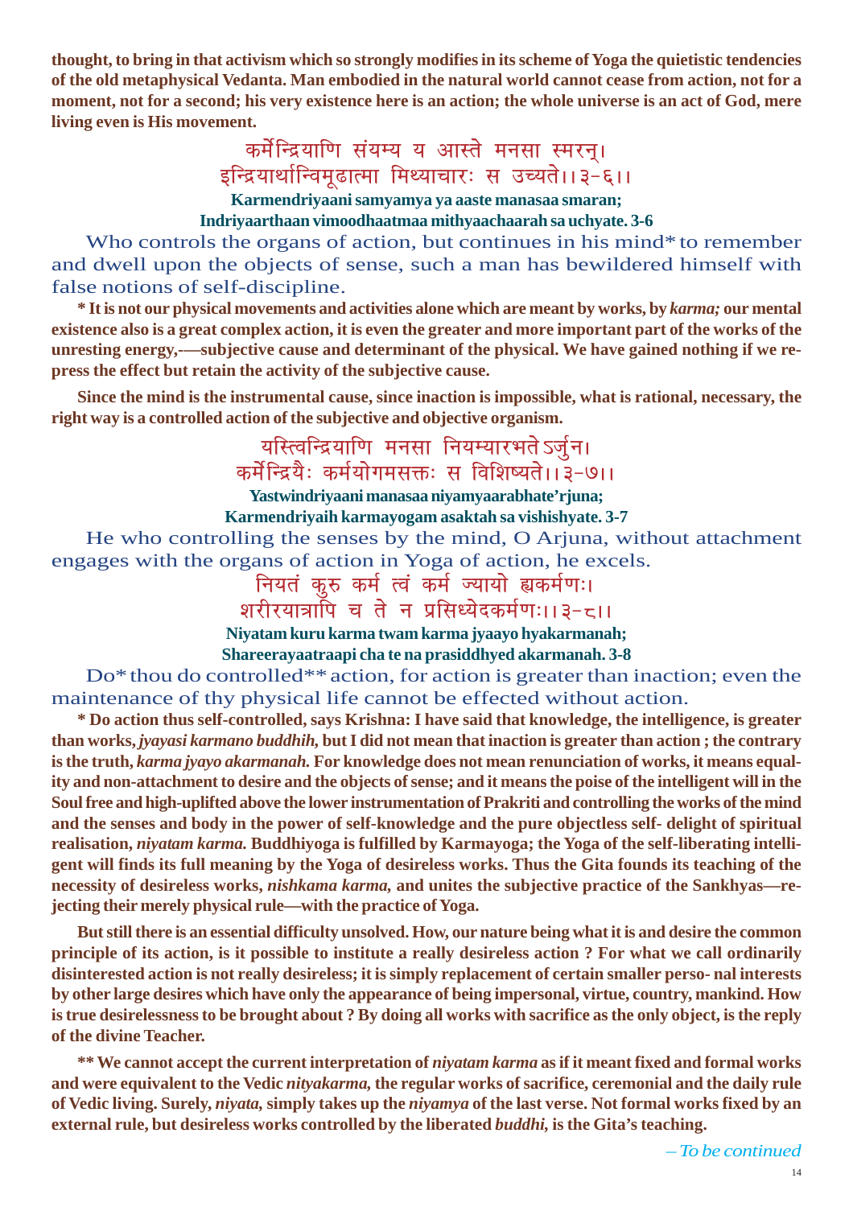**thought, to bring in that activism which so strongly modifies in its scheme of Yoga the quietistic tendencies of the old metaphysical Vedanta. Man embodied in the natural world cannot cease from action, not for a moment, not for a second; his very existence here is an action; the whole universe is an act of God, mere living even is His movement.**

कर्मेन्द्रियाणि संयम्य य आस्ते मनसा स्मरन्।
इन्द्रियार्थान्विमूढात्मा मिथ्याचारः स उच्यते।।३-६।।

**Karmendriyaani samyamya ya aaste manasaa smaran;**
**Indriyaarthaan vimoodhaatmaa mithyaachaarah sa uchyate. 3-6**

Who controls the organs of action, but continues in his mind* to remember and dwell upon the objects of sense, such a man has bewildered himself with false notions of self-discipline.

**\* It is not our physical movements and activities alone which are meant by works, by *karma;* our mental existence also is a great complex action, it is even the greater and more important part of the works of the unresting energy,-—subjective cause and determinant of the physical. We have gained nothing if we repress the effect but retain the activity of the subjective cause.**

**Since the mind is the instrumental cause, since inaction is impossible, what is rational, necessary, the right way is a controlled action of the subjective and objective organism.**

यस्त्विन्द्रियाणि मनसा नियम्यारभतेऽर्जुन।
कर्मेन्द्रियैः कर्मयोगमसक्तः स विशिष्यते।।३-७।।

**Yastwindriyaani manasaa niyamyaarabhate'rjuna;**
**Karmendriyaih karmayogam asaktah sa vishishyate. 3-7**

He who controlling the senses by the mind, O Arjuna, without attachment engages with the organs of action in Yoga of action, he excels.

नियतं कुरु कर्म त्वं कर्म ज्यायो ह्यकर्मणः।
शरीरयात्रापि च ते न प्रसिध्येदकर्मणः।।३-८।।

**Niyatam kuru karma twam karma jyaayo hyakarmanah;**
**Shareerayaatraapi cha te na prasiddhyed akarmanah. 3-8**

Do* thou do controlled** action, for action is greater than inaction; even the maintenance of thy physical life cannot be effected without action.

**\* Do action thus self-controlled, says Krishna: I have said that knowledge, the intelligence, is greater than works, *jyayasi karmano buddhih,* but I did not mean that inaction is greater than action ; the contrary is the truth, *karma jyayo akarmanah.* For knowledge does not mean renunciation of works, it means equality and non-attachment to desire and the objects of sense; and it means the poise of the intelligent will in the Soul free and high-uplifted above the lower instrumentation of Prakriti and controlling the works of the mind and the senses and body in the power of self-knowledge and the pure objectless self- delight of spiritual realisation, *niyatam karma.* Buddhiyoga is fulfilled by Karmayoga; the Yoga of the self-liberating intelligent will finds its full meaning by the Yoga of desireless works. Thus the Gita founds its teaching of the necessity of desireless works, *nishkama karma,* and unites the subjective practice of the Sankhyas—rejecting their merely physical rule—with the practice of Yoga.**

**But still there is an essential difficulty unsolved. How, our nature being what it is and desire the common principle of its action, is it possible to institute a really desireless action ? For what we call ordinarily disinterested action is not really desireless; it is simply replacement of certain smaller perso- nal interests by other large desires which have only the appearance of being impersonal, virtue, country, mankind. How is true desirelessness to be brought about ? By doing all works with sacrifice as the only object, is the reply of the divine Teacher.**

**\*\* We cannot accept the current interpretation of *niyatam karma* as if it meant fixed and formal works and were equivalent to the Vedic *nityakarma,* the regular works of sacrifice, ceremonial and the daily rule of Vedic living. Surely, *niyata,* simply takes up the *niyamya* of the last verse. Not formal works fixed by an external rule, but desireless works controlled by the liberated *buddhi,* is the Gita's teaching.**

*– To be continued*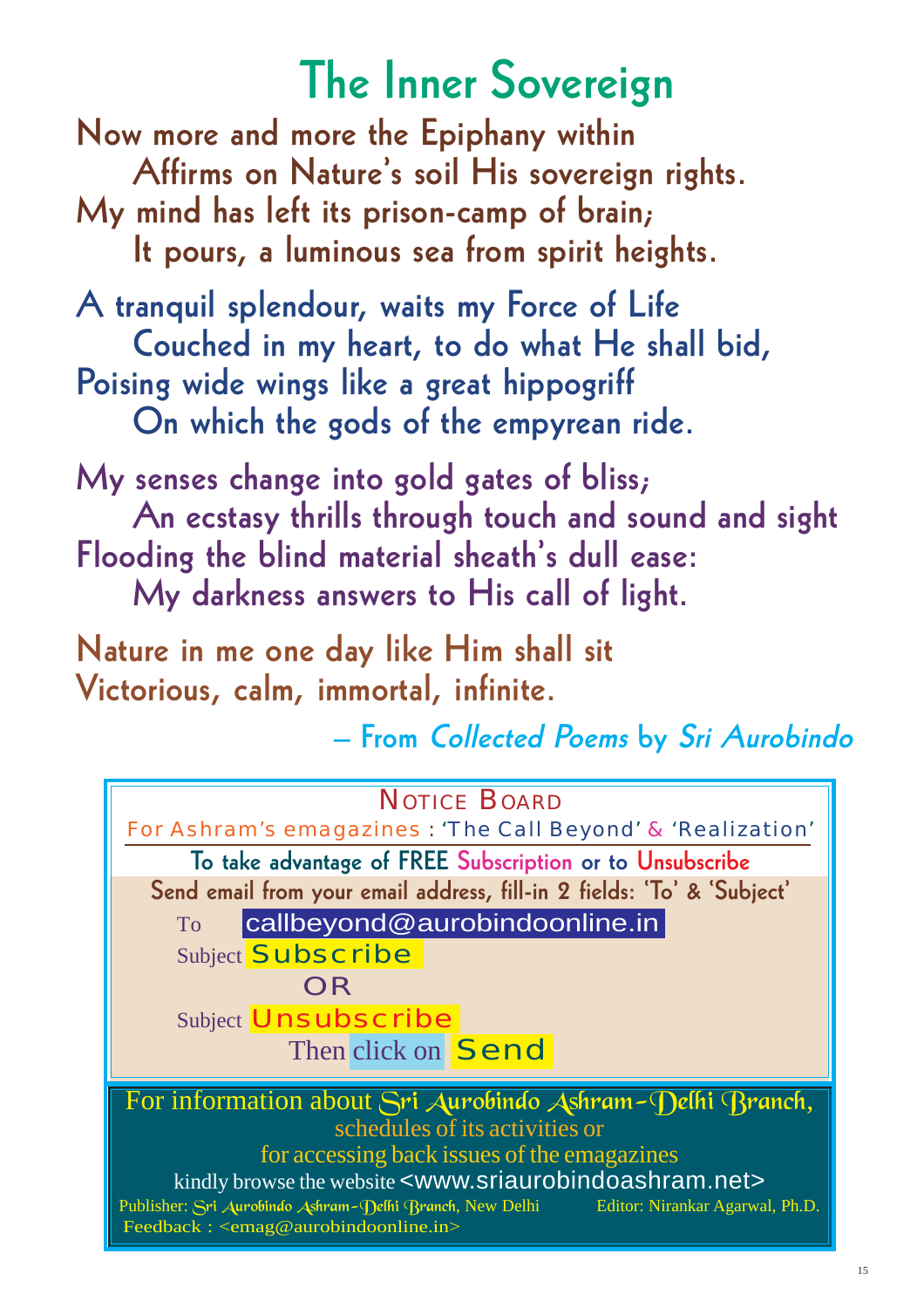# The Inner Sovereign

Now more and more the Epiphany within
  Affirms on Nature's soil His sovereign rights.
My mind has left its prison-camp of brain;
  It pours, a luminous sea from spirit heights.

A tranquil splendour, waits my Force of Life
  Couched in my heart, to do what He shall bid,
Poising wide wings like a great hippogriff
  On which the gods of the empyrean ride.

My senses change into gold gates of bliss;
  An ecstasy thrills through touch and sound and sight
Flooding the blind material sheath's dull ease:
  My darkness answers to His call of light.

Nature in me one day like Him shall sit
Victorious, calm, immortal, infinite.

— From *Collected Poems* by *Sri Aurobindo*

---

**NOTICE BOARD**

For Ashram's emagazines : 'The Call Beyond' & 'Realization'

**To take advantage of FREE Subscription or to Unsubscribe**

**Send email from your email address, fill-in 2 fields: 'To' & 'Subject'**

To callbeyond@aurobindoonline.in

Subject Subscribe

OR

Subject Unsubscribe

Then click on Send

---

For information about Sri Aurobindo Ashram-Delhi Branch,
schedules of its activities or
for accessing back issues of the emagazines
kindly browse the website <www.sriaurobindoashram.net>

Publisher: Sri Aurobindo Ashram-Delhi Branch, New Delhi    Editor: Nirankar Agarwal, Ph.D.

Feedback : <emag@aurobindoonline.in>